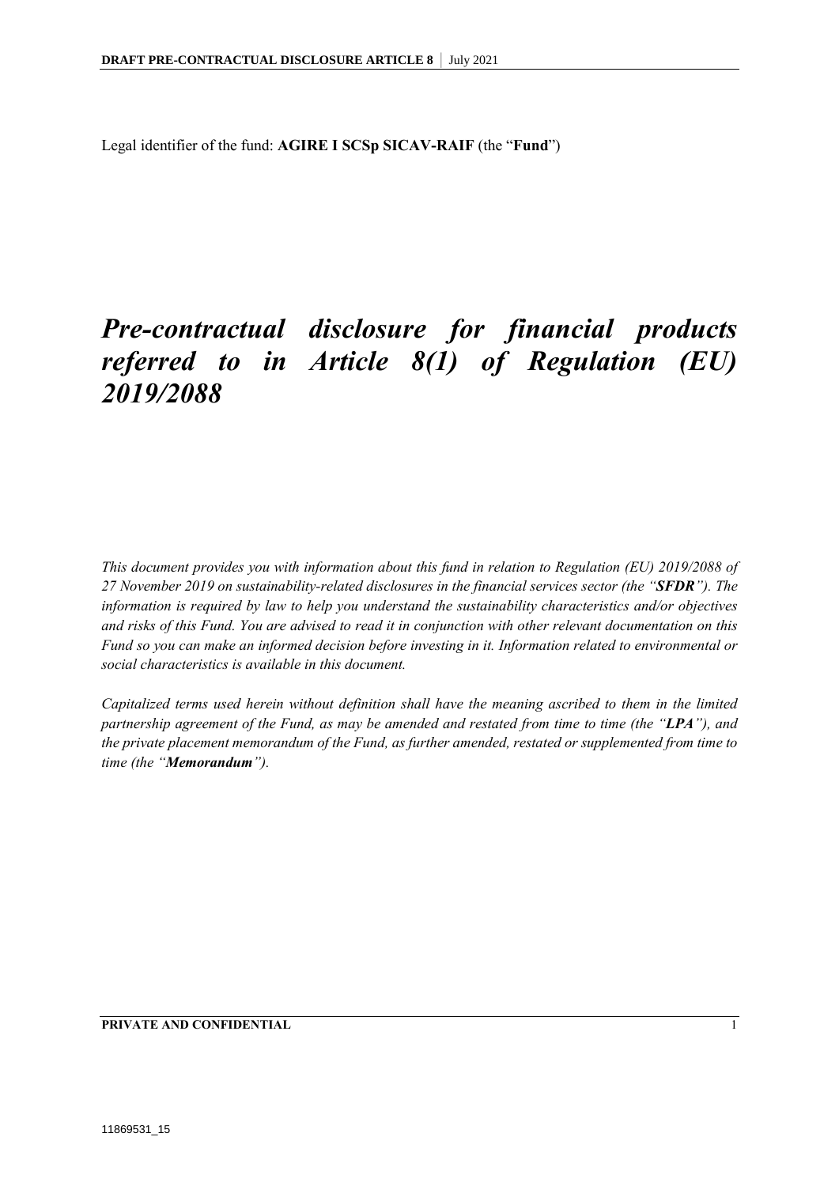Legal identifier of the fund: **AGIRE I SCSp SICAV-RAIF** (the "**Fund**")

# *Pre-contractual disclosure for financial products referred to in Article 8(1) of Regulation (EU) 2019/2088*

*This document provides you with information about this fund in relation to Regulation (EU) 2019/2088 of 27 November 2019 on sustainability-related disclosures in the financial services sector (the "**SFDR**"). The information is required by law to help you understand the sustainability characteristics and/or objectives and risks of this Fund. You are advised to read it in conjunction with other relevant documentation on this Fund so you can make an informed decision before investing in it. Information related to environmental or social characteristics is available in this document.*

*Capitalized terms used herein without definition shall have the meaning ascribed to them in the limited partnership agreement of the Fund, as may be amended and restated from time to time (the "**LPA**"), and the private placement memorandum of the Fund, as further amended, restated or supplemented from time to time (the "**Memorandum**").*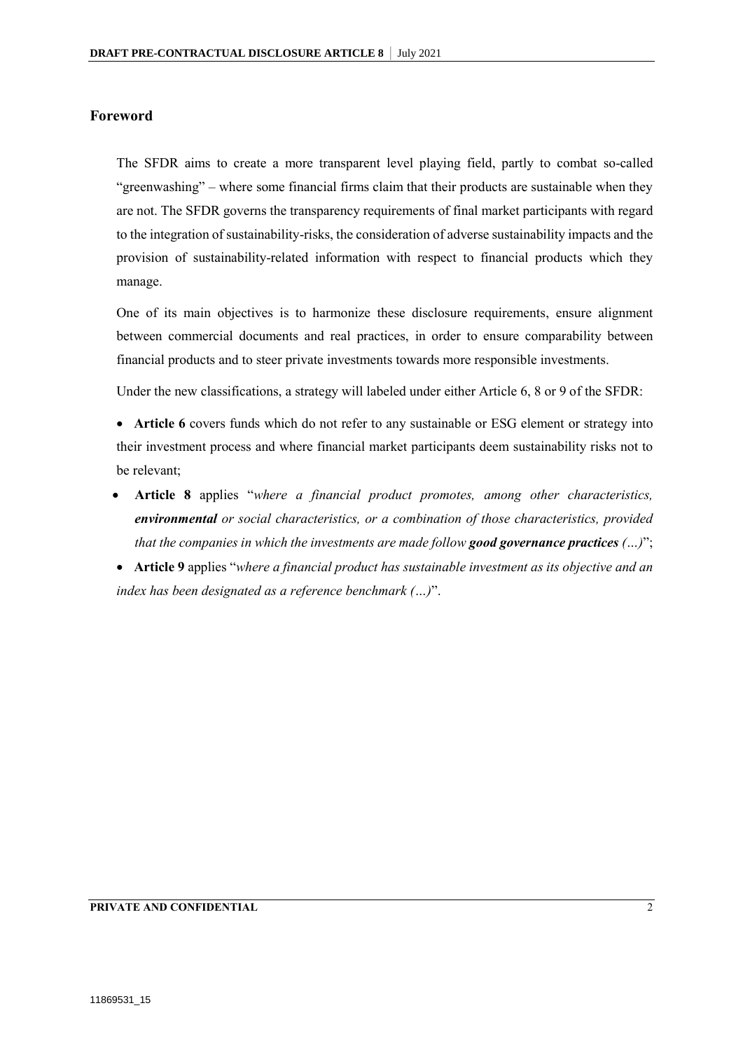## Foreword

The SFDR aims to create a more transparent level playing field, partly to combat so-called "greenwashing" – where some financial firms claim that their products are sustainable when they are not. The SFDR governs the transparency requirements of final market participants with regard to the integration of sustainability-risks, the consideration of adverse sustainability impacts and the provision of sustainability-related information with respect to financial products which they manage.

One of its main objectives is to harmonize these disclosure requirements, ensure alignment between commercial documents and real practices, in order to ensure comparability between financial products and to steer private investments towards more responsible investments.

Under the new classifications, a strategy will labeled under either Article 6, 8 or 9 of the SFDR:

- **Article 6** covers funds which do not refer to any sustainable or ESG element or strategy into their investment process and where financial market participants deem sustainability risks not to be relevant;
- **Article 8** applies "*where a financial product promotes, among other characteristics, **environmental** or social characteristics, or a combination of those characteristics, provided that the companies in which the investments are made follow **good governance practices** (…)*";
- **Article 9** applies "*where a financial product has sustainable investment as its objective and an index has been designated as a reference benchmark (…)*".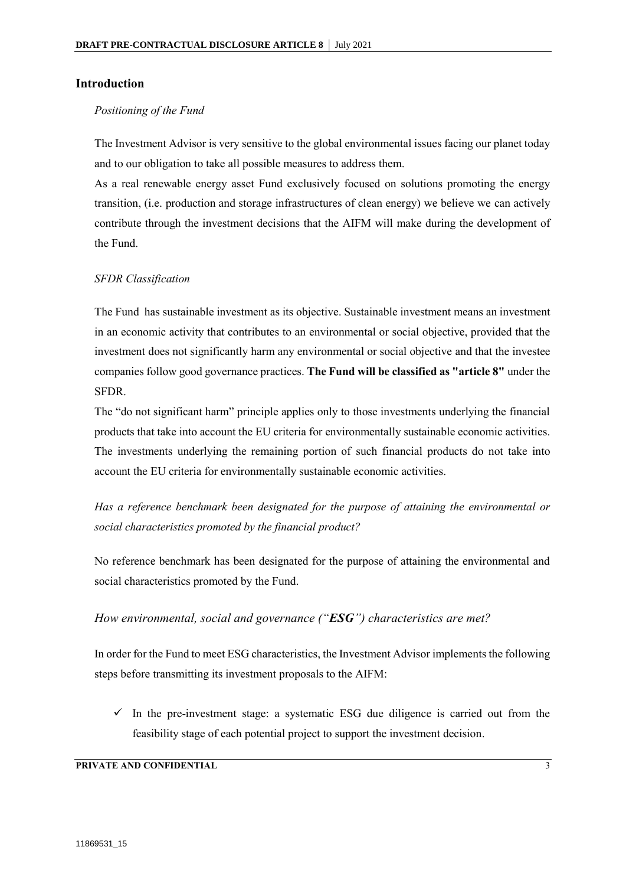## Introduction

*Positioning of the Fund*

The Investment Advisor is very sensitive to the global environmental issues facing our planet today and to our obligation to take all possible measures to address them.

As a real renewable energy asset Fund exclusively focused on solutions promoting the energy transition, (i.e. production and storage infrastructures of clean energy) we believe we can actively contribute through the investment decisions that the AIFM will make during the development of the Fund.

*SFDR Classification*

The Fund has sustainable investment as its objective. Sustainable investment means an investment in an economic activity that contributes to an environmental or social objective, provided that the investment does not significantly harm any environmental or social objective and that the investee companies follow good governance practices. **The Fund will be classified as "article 8"** under the SFDR.

The "do not significant harm" principle applies only to those investments underlying the financial products that take into account the EU criteria for environmentally sustainable economic activities. The investments underlying the remaining portion of such financial products do not take into account the EU criteria for environmentally sustainable economic activities.

*Has a reference benchmark been designated for the purpose of attaining the environmental or social characteristics promoted by the financial product?*

No reference benchmark has been designated for the purpose of attaining the environmental and social characteristics promoted by the Fund.

*How environmental, social and governance ("**ESG**") characteristics are met?*

In order for the Fund to meet ESG characteristics, the Investment Advisor implements the following steps before transmitting its investment proposals to the AIFM:

- ✓ In the pre-investment stage: a systematic ESG due diligence is carried out from the feasibility stage of each potential project to support the investment decision.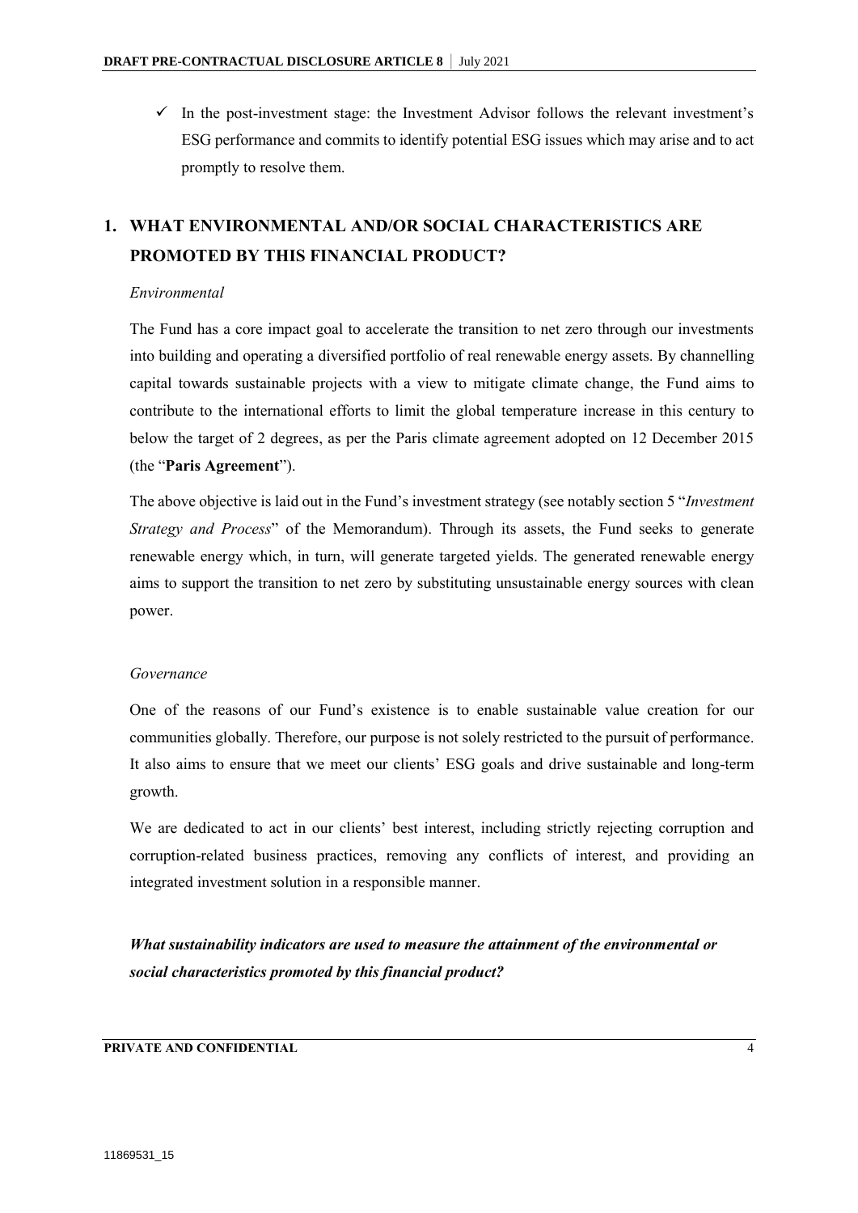- ✓ In the post-investment stage: the Investment Advisor follows the relevant investment's ESG performance and commits to identify potential ESG issues which may arise and to act promptly to resolve them.

## 1. WHAT ENVIRONMENTAL AND/OR SOCIAL CHARACTERISTICS ARE PROMOTED BY THIS FINANCIAL PRODUCT?

*Environmental*

The Fund has a core impact goal to accelerate the transition to net zero through our investments into building and operating a diversified portfolio of real renewable energy assets. By channelling capital towards sustainable projects with a view to mitigate climate change, the Fund aims to contribute to the international efforts to limit the global temperature increase in this century to below the target of 2 degrees, as per the Paris climate agreement adopted on 12 December 2015 (the "**Paris Agreement**").

The above objective is laid out in the Fund's investment strategy (see notably section 5 "*Investment Strategy and Process*" of the Memorandum). Through its assets, the Fund seeks to generate renewable energy which, in turn, will generate targeted yields. The generated renewable energy aims to support the transition to net zero by substituting unsustainable energy sources with clean power.

*Governance*

One of the reasons of our Fund's existence is to enable sustainable value creation for our communities globally. Therefore, our purpose is not solely restricted to the pursuit of performance. It also aims to ensure that we meet our clients' ESG goals and drive sustainable and long-term growth.

We are dedicated to act in our clients' best interest, including strictly rejecting corruption and corruption-related business practices, removing any conflicts of interest, and providing an integrated investment solution in a responsible manner.

***What sustainability indicators are used to measure the attainment of the environmental or social characteristics promoted by this financial product?***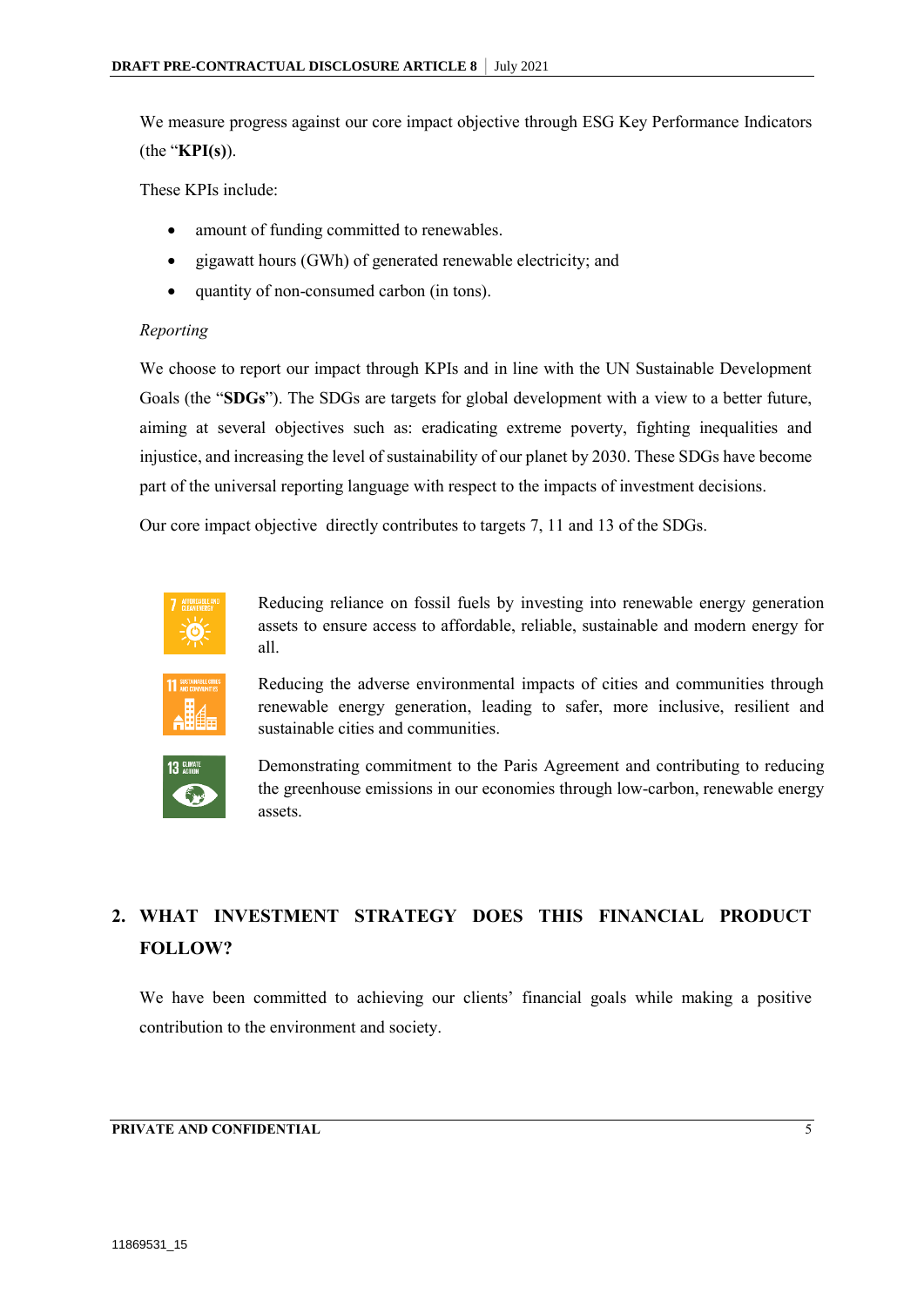We measure progress against our core impact objective through ESG Key Performance Indicators (the "**KPI(s)**).

These KPIs include:

- amount of funding committed to renewables.
- gigawatt hours (GWh) of generated renewable electricity; and
- quantity of non-consumed carbon (in tons).

*Reporting*

We choose to report our impact through KPIs and in line with the UN Sustainable Development Goals (the "**SDGs**"). The SDGs are targets for global development with a view to a better future, aiming at several objectives such as: eradicating extreme poverty, fighting inequalities and injustice, and increasing the level of sustainability of our planet by 2030. These SDGs have become part of the universal reporting language with respect to the impacts of investment decisions.

Our core impact objective directly contributes to targets 7, 11 and 13 of the SDGs.

| | |
|---|---|
| 7 AFFORDABLE AND CLEAN ENERGY | Reducing reliance on fossil fuels by investing into renewable energy generation assets to ensure access to affordable, reliable, sustainable and modern energy for all. |
| 11 SUSTAINABLE CITIES AND COMMUNITIES | Reducing the adverse environmental impacts of cities and communities through renewable energy generation, leading to safer, more inclusive, resilient and sustainable cities and communities. |
| 13 CLIMATE ACTION | Demonstrating commitment to the Paris Agreement and contributing to reducing the greenhouse emissions in our economies through low-carbon, renewable energy assets. |

## 2. WHAT INVESTMENT STRATEGY DOES THIS FINANCIAL PRODUCT FOLLOW?

We have been committed to achieving our clients' financial goals while making a positive contribution to the environment and society.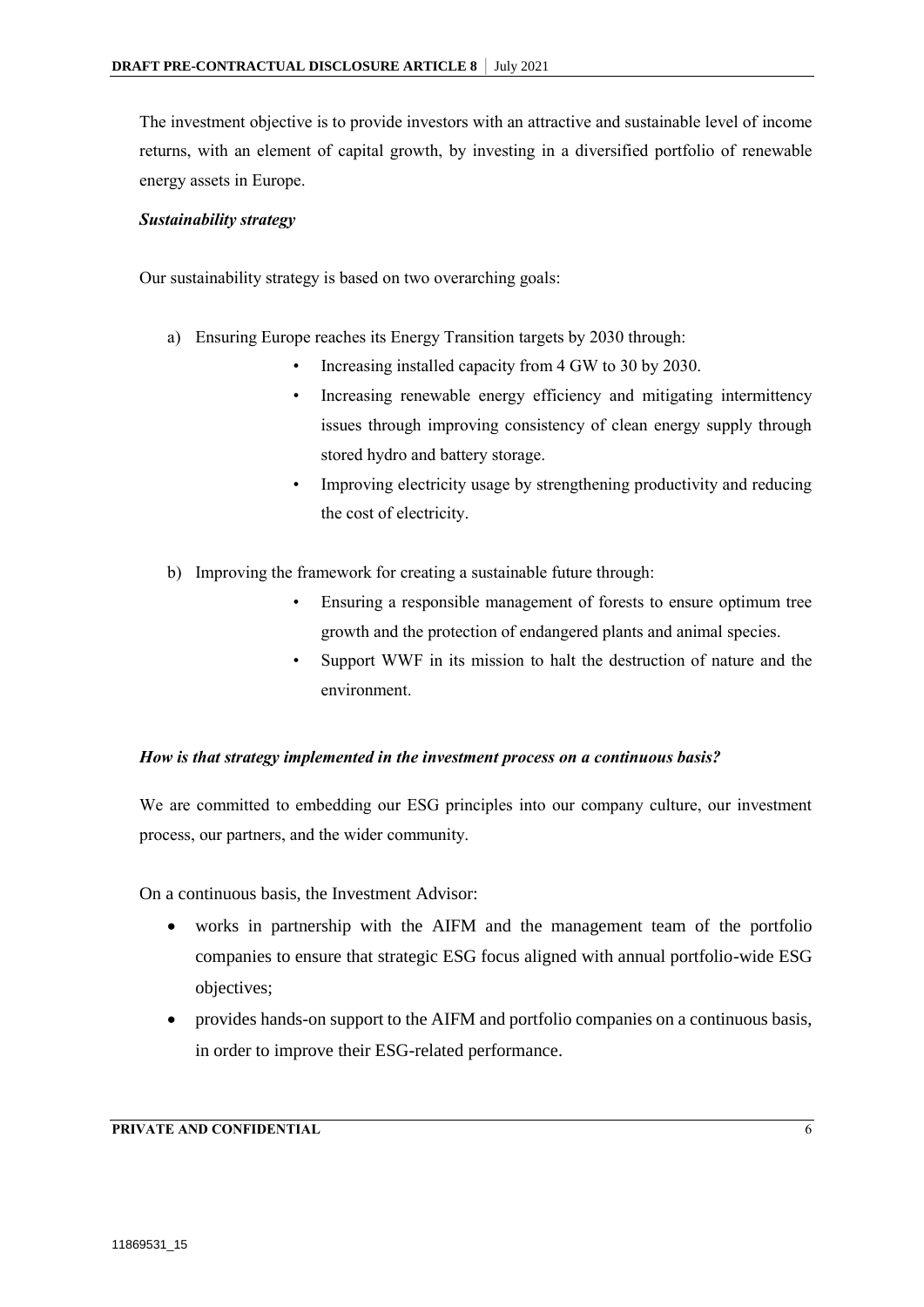The investment objective is to provide investors with an attractive and sustainable level of income returns, with an element of capital growth, by investing in a diversified portfolio of renewable energy assets in Europe.

***Sustainability strategy***

Our sustainability strategy is based on two overarching goals:

a) Ensuring Europe reaches its Energy Transition targets by 2030 through:
   - Increasing installed capacity from 4 GW to 30 by 2030.
   - Increasing renewable energy efficiency and mitigating intermittency issues through improving consistency of clean energy supply through stored hydro and battery storage.
   - Improving electricity usage by strengthening productivity and reducing the cost of electricity.

b) Improving the framework for creating a sustainable future through:
   - Ensuring a responsible management of forests to ensure optimum tree growth and the protection of endangered plants and animal species.
   - Support WWF in its mission to halt the destruction of nature and the environment.

***How is that strategy implemented in the investment process on a continuous basis?***

We are committed to embedding our ESG principles into our company culture, our investment process, our partners, and the wider community.

On a continuous basis, the Investment Advisor:

- works in partnership with the AIFM and the management team of the portfolio companies to ensure that strategic ESG focus aligned with annual portfolio-wide ESG objectives;
- provides hands-on support to the AIFM and portfolio companies on a continuous basis, in order to improve their ESG-related performance.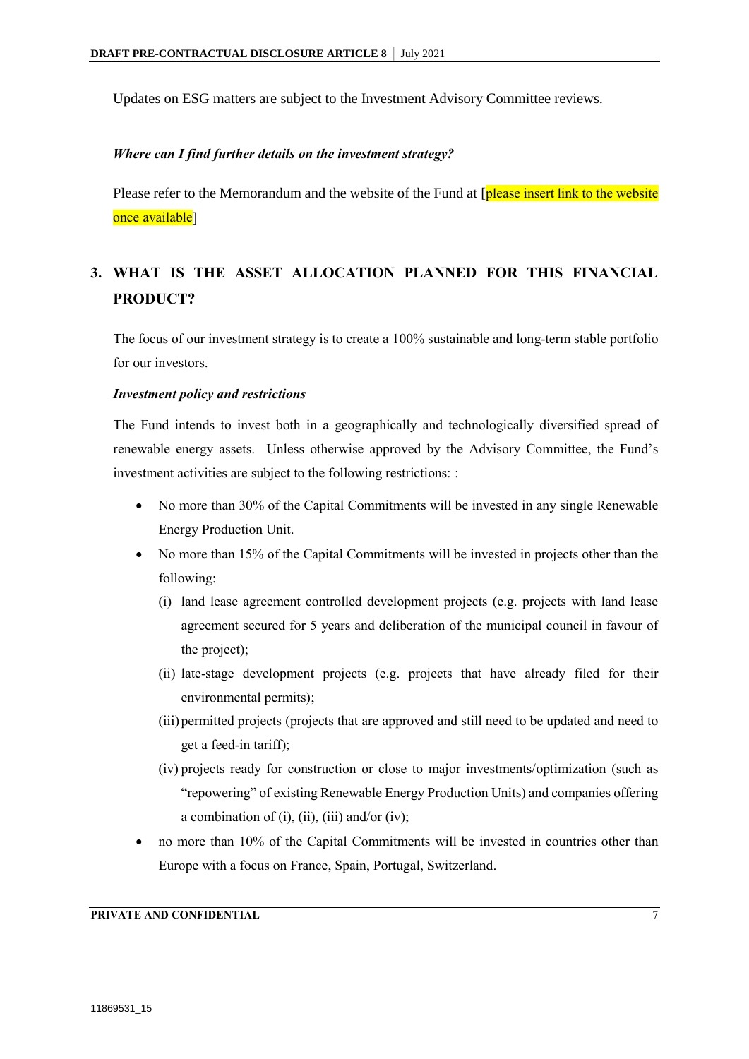Updates on ESG matters are subject to the Investment Advisory Committee reviews.

***Where can I find further details on the investment strategy?***

Please refer to the Memorandum and the website of the Fund at [please insert link to the website once available]

## 3. WHAT IS THE ASSET ALLOCATION PLANNED FOR THIS FINANCIAL PRODUCT?

The focus of our investment strategy is to create a 100% sustainable and long-term stable portfolio for our investors.

***Investment policy and restrictions***

The Fund intends to invest both in a geographically and technologically diversified spread of renewable energy assets. Unless otherwise approved by the Advisory Committee, the Fund's investment activities are subject to the following restrictions: :

- No more than 30% of the Capital Commitments will be invested in any single Renewable Energy Production Unit.
- No more than 15% of the Capital Commitments will be invested in projects other than the following:
  - (i) land lease agreement controlled development projects (e.g. projects with land lease agreement secured for 5 years and deliberation of the municipal council in favour of the project);
  - (ii) late-stage development projects (e.g. projects that have already filed for their environmental permits);
  - (iii) permitted projects (projects that are approved and still need to be updated and need to get a feed-in tariff);
  - (iv) projects ready for construction or close to major investments/optimization (such as "repowering" of existing Renewable Energy Production Units) and companies offering a combination of (i), (ii), (iii) and/or (iv);
- no more than 10% of the Capital Commitments will be invested in countries other than Europe with a focus on France, Spain, Portugal, Switzerland.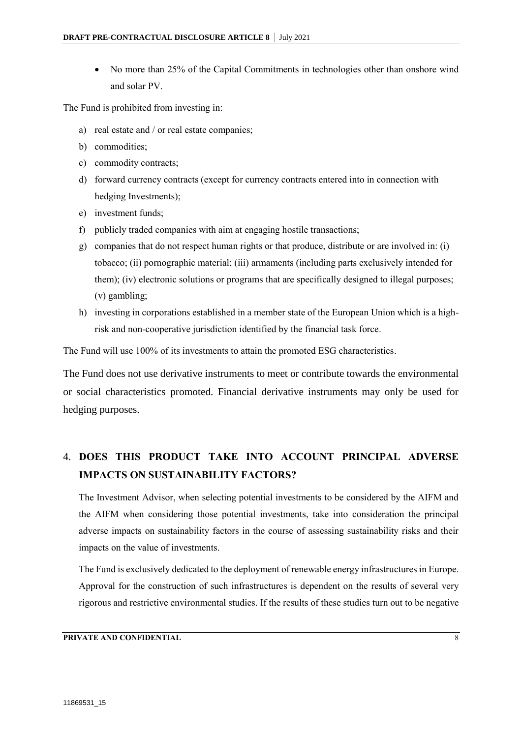- No more than 25% of the Capital Commitments in technologies other than onshore wind and solar PV.

The Fund is prohibited from investing in:

a) real estate and / or real estate companies;
b) commodities;
c) commodity contracts;
d) forward currency contracts (except for currency contracts entered into in connection with hedging Investments);
e) investment funds;
f) publicly traded companies with aim at engaging hostile transactions;
g) companies that do not respect human rights or that produce, distribute or are involved in: (i) tobacco; (ii) pornographic material; (iii) armaments (including parts exclusively intended for them); (iv) electronic solutions or programs that are specifically designed to illegal purposes; (v) gambling;
h) investing in corporations established in a member state of the European Union which is a high-risk and non-cooperative jurisdiction identified by the financial task force.

The Fund will use 100% of its investments to attain the promoted ESG characteristics.

The Fund does not use derivative instruments to meet or contribute towards the environmental or social characteristics promoted. Financial derivative instruments may only be used for hedging purposes.

## 4. DOES THIS PRODUCT TAKE INTO ACCOUNT PRINCIPAL ADVERSE IMPACTS ON SUSTAINABILITY FACTORS?

The Investment Advisor, when selecting potential investments to be considered by the AIFM and the AIFM when considering those potential investments, take into consideration the principal adverse impacts on sustainability factors in the course of assessing sustainability risks and their impacts on the value of investments.

The Fund is exclusively dedicated to the deployment of renewable energy infrastructures in Europe. Approval for the construction of such infrastructures is dependent on the results of several very rigorous and restrictive environmental studies. If the results of these studies turn out to be negative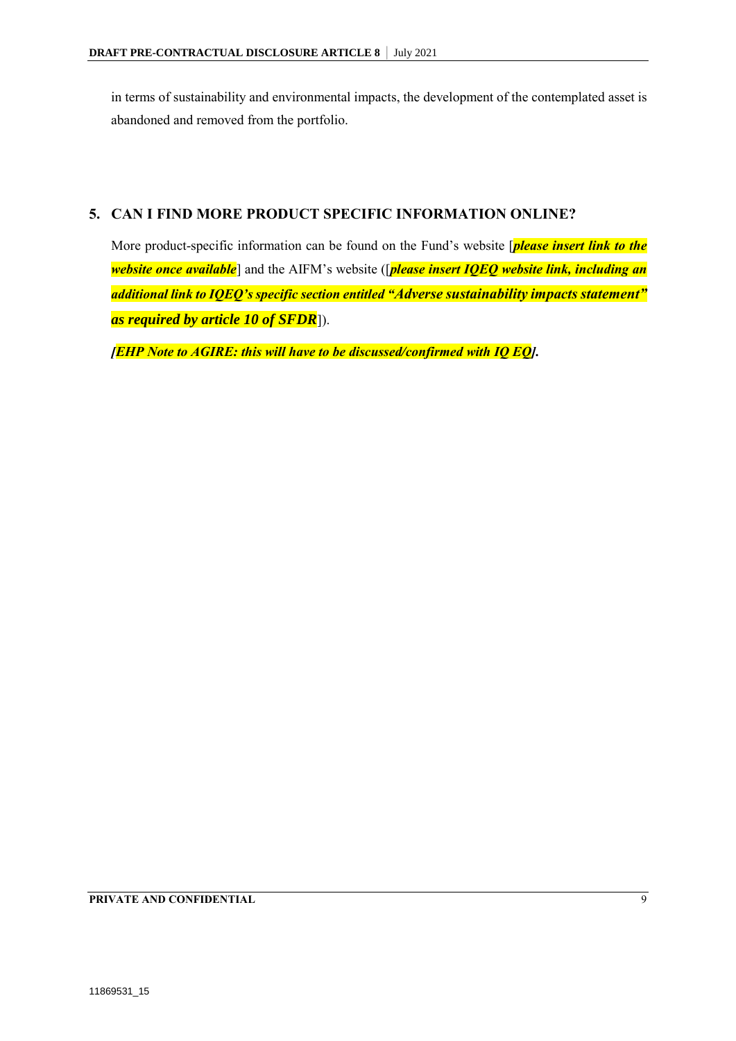in terms of sustainability and environmental impacts, the development of the contemplated asset is abandoned and removed from the portfolio.

## 5. CAN I FIND MORE PRODUCT SPECIFIC INFORMATION ONLINE?

More product-specific information can be found on the Fund's website [***please insert link to the website once available***] and the AIFM's website ([***please insert IQEQ website link, including an additional link to IQEQ's specific section entitled "Adverse sustainability impacts statement" as required by article 10 of SFDR***]).

***[EHP Note to AGIRE: this will have to be discussed/confirmed with IQ EQ].***

11869531_15